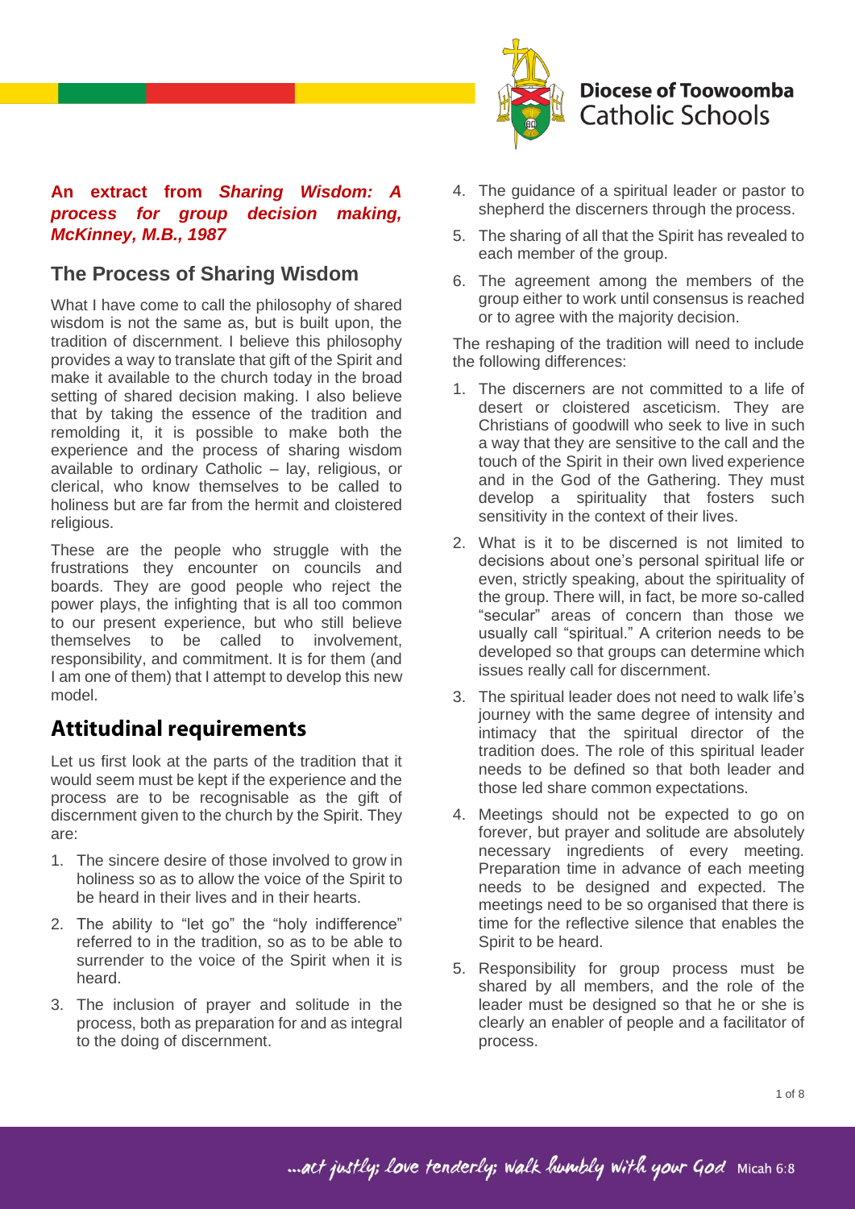**An extract from *Sharing Wisdom: A process for group decision making, McKinney, M.B., 1987***

## The Process of Sharing Wisdom

What I have come to call the philosophy of shared wisdom is not the same as, but is built upon, the tradition of discernment. I believe this philosophy provides a way to translate that gift of the Spirit and make it available to the church today in the broad setting of shared decision making. I also believe that by taking the essence of the tradition and remolding it, it is possible to make both the experience and the process of sharing wisdom available to ordinary Catholic – lay, religious, or clerical, who know themselves to be called to holiness but are far from the hermit and cloistered religious.

These are the people who struggle with the frustrations they encounter on councils and boards. They are good people who reject the power plays, the infighting that is all too common to our present experience, but who still believe themselves to be called to involvement, responsibility, and commitment. It is for them (and I am one of them) that I attempt to develop this new model.

## Attitudinal requirements

Let us first look at the parts of the tradition that it would seem must be kept if the experience and the process are to be recognisable as the gift of discernment given to the church by the Spirit. They are:

1. The sincere desire of those involved to grow in holiness so as to allow the voice of the Spirit to be heard in their lives and in their hearts.
2. The ability to "let go" the "holy indifference" referred to in the tradition, so as to be able to surrender to the voice of the Spirit when it is heard.
3. The inclusion of prayer and solitude in the process, both as preparation for and as integral to the doing of discernment.
4. The guidance of a spiritual leader or pastor to shepherd the discerners through the process.
5. The sharing of all that the Spirit has revealed to each member of the group.
6. The agreement among the members of the group either to work until consensus is reached or to agree with the majority decision.

The reshaping of the tradition will need to include the following differences:

1. The discerners are not committed to a life of desert or cloistered asceticism. They are Christians of goodwill who seek to live in such a way that they are sensitive to the call and the touch of the Spirit in their own lived experience and in the God of the Gathering. They must develop a spirituality that fosters such sensitivity in the context of their lives.
2. What is it to be discerned is not limited to decisions about one's personal spiritual life or even, strictly speaking, about the spirituality of the group. There will, in fact, be more so-called "secular" areas of concern than those we usually call "spiritual." A criterion needs to be developed so that groups can determine which issues really call for discernment.
3. The spiritual leader does not need to walk life's journey with the same degree of intensity and intimacy that the spiritual director of the tradition does. The role of this spiritual leader needs to be defined so that both leader and those led share common expectations.
4. Meetings should not be expected to go on forever, but prayer and solitude are absolutely necessary ingredients of every meeting. Preparation time in advance of each meeting needs to be designed and expected. The meetings need to be so organised that there is time for the reflective silence that enables the Spirit to be heard.
5. Responsibility for group process must be shared by all members, and the role of the leader must be designed so that he or she is clearly an enabler of people and a facilitator of process.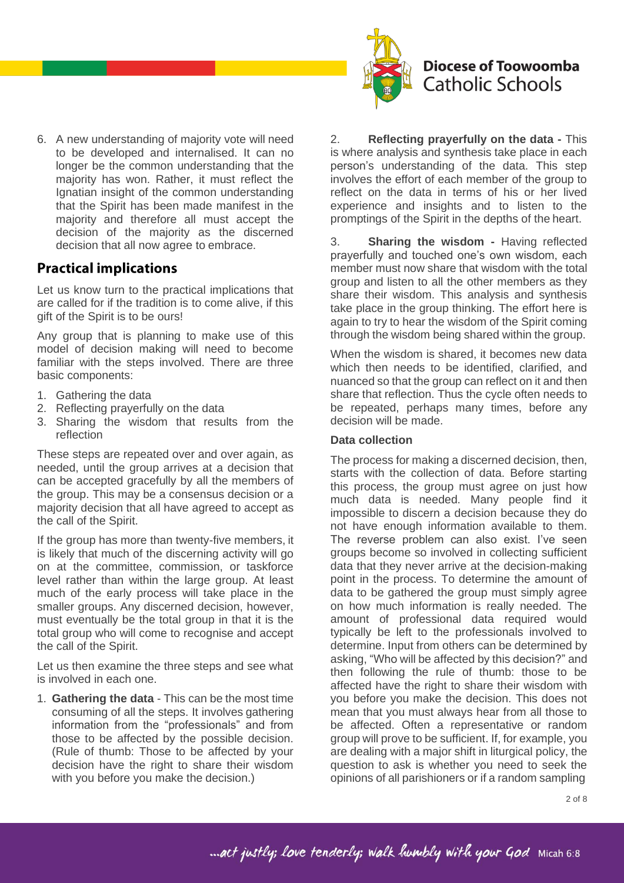6. A new understanding of majority vote will need to be developed and internalised. It can no longer be the common understanding that the majority has won. Rather, it must reflect the Ignatian insight of the common understanding that the Spirit has been made manifest in the majority and therefore all must accept the decision of the majority as the discerned decision that all now agree to embrace.

## Practical implications

Let us know turn to the practical implications that are called for if the tradition is to come alive, if this gift of the Spirit is to be ours!

Any group that is planning to make use of this model of decision making will need to become familiar with the steps involved. There are three basic components:

1. Gathering the data
2. Reflecting prayerfully on the data
3. Sharing the wisdom that results from the reflection

These steps are repeated over and over again, as needed, until the group arrives at a decision that can be accepted gracefully by all the members of the group. This may be a consensus decision or a majority decision that all have agreed to accept as the call of the Spirit.

If the group has more than twenty-five members, it is likely that much of the discerning activity will go on at the committee, commission, or taskforce level rather than within the large group. At least much of the early process will take place in the smaller groups. Any discerned decision, however, must eventually be the total group in that it is the total group who will come to recognise and accept the call of the Spirit.

Let us then examine the three steps and see what is involved in each one.

1. **Gathering the data** - This can be the most time consuming of all the steps. It involves gathering information from the "professionals" and from those to be affected by the possible decision. (Rule of thumb: Those to be affected by your decision have the right to share their wisdom with you before you make the decision.)

2. **Reflecting prayerfully on the data -** This is where analysis and synthesis take place in each person's understanding of the data. This step involves the effort of each member of the group to reflect on the data in terms of his or her lived experience and insights and to listen to the promptings of the Spirit in the depths of the heart.

3. **Sharing the wisdom -** Having reflected prayerfully and touched one's own wisdom, each member must now share that wisdom with the total group and listen to all the other members as they share their wisdom. This analysis and synthesis take place in the group thinking. The effort here is again to try to hear the wisdom of the Spirit coming through the wisdom being shared within the group.

When the wisdom is shared, it becomes new data which then needs to be identified, clarified, and nuanced so that the group can reflect on it and then share that reflection. Thus the cycle often needs to be repeated, perhaps many times, before any decision will be made.

#### Data collection

The process for making a discerned decision, then, starts with the collection of data. Before starting this process, the group must agree on just how much data is needed. Many people find it impossible to discern a decision because they do not have enough information available to them. The reverse problem can also exist. I've seen groups become so involved in collecting sufficient data that they never arrive at the decision-making point in the process. To determine the amount of data to be gathered the group must simply agree on how much information is really needed. The amount of professional data required would typically be left to the professionals involved to determine. Input from others can be determined by asking, "Who will be affected by this decision?" and then following the rule of thumb: those to be affected have the right to share their wisdom with you before you make the decision. This does not mean that you must always hear from all those to be affected. Often a representative or random group will prove to be sufficient. If, for example, you are dealing with a major shift in liturgical policy, the question to ask is whether you need to seek the opinions of all parishioners or if a random sampling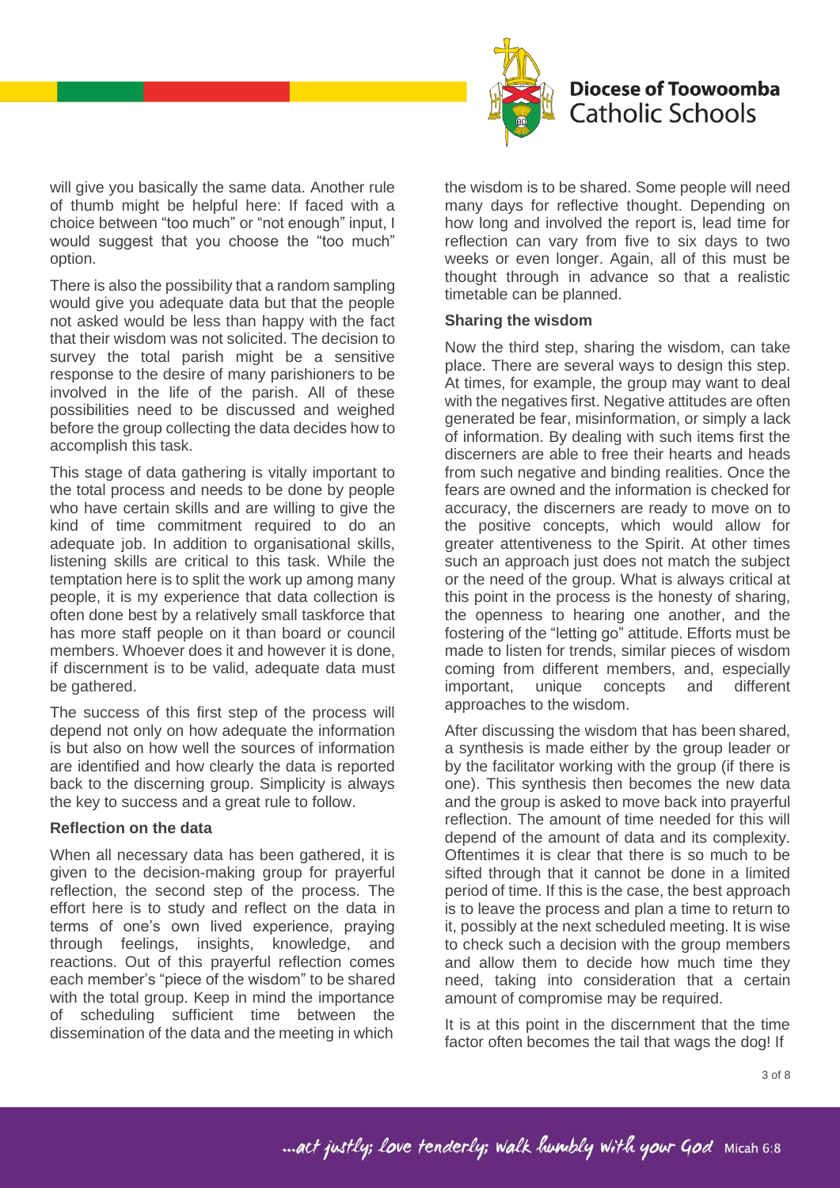will give you basically the same data. Another rule of thumb might be helpful here: If faced with a choice between "too much" or "not enough" input, I would suggest that you choose the "too much" option.

There is also the possibility that a random sampling would give you adequate data but that the people not asked would be less than happy with the fact that their wisdom was not solicited. The decision to survey the total parish might be a sensitive response to the desire of many parishioners to be involved in the life of the parish. All of these possibilities need to be discussed and weighed before the group collecting the data decides how to accomplish this task.

This stage of data gathering is vitally important to the total process and needs to be done by people who have certain skills and are willing to give the kind of time commitment required to do an adequate job. In addition to organisational skills, listening skills are critical to this task. While the temptation here is to split the work up among many people, it is my experience that data collection is often done best by a relatively small taskforce that has more staff people on it than board or council members. Whoever does it and however it is done, if discernment is to be valid, adequate data must be gathered.

The success of this first step of the process will depend not only on how adequate the information is but also on how well the sources of information are identified and how clearly the data is reported back to the discerning group. Simplicity is always the key to success and a great rule to follow.

#### Reflection on the data

When all necessary data has been gathered, it is given to the decision-making group for prayerful reflection, the second step of the process. The effort here is to study and reflect on the data in terms of one's own lived experience, praying through feelings, insights, knowledge, and reactions. Out of this prayerful reflection comes each member's "piece of the wisdom" to be shared with the total group. Keep in mind the importance of scheduling sufficient time between the dissemination of the data and the meeting in which the wisdom is to be shared. Some people will need many days for reflective thought. Depending on how long and involved the report is, lead time for reflection can vary from five to six days to two weeks or even longer. Again, all of this must be thought through in advance so that a realistic timetable can be planned.

#### Sharing the wisdom

Now the third step, sharing the wisdom, can take place. There are several ways to design this step. At times, for example, the group may want to deal with the negatives first. Negative attitudes are often generated be fear, misinformation, or simply a lack of information. By dealing with such items first the discerners are able to free their hearts and heads from such negative and binding realities. Once the fears are owned and the information is checked for accuracy, the discerners are ready to move on to the positive concepts, which would allow for greater attentiveness to the Spirit. At other times such an approach just does not match the subject or the need of the group. What is always critical at this point in the process is the honesty of sharing, the openness to hearing one another, and the fostering of the "letting go" attitude. Efforts must be made to listen for trends, similar pieces of wisdom coming from different members, and, especially important, unique concepts and different approaches to the wisdom.

After discussing the wisdom that has been shared, a synthesis is made either by the group leader or by the facilitator working with the group (if there is one). This synthesis then becomes the new data and the group is asked to move back into prayerful reflection. The amount of time needed for this will depend of the amount of data and its complexity. Oftentimes it is clear that there is so much to be sifted through that it cannot be done in a limited period of time. If this is the case, the best approach is to leave the process and plan a time to return to it, possibly at the next scheduled meeting. It is wise to check such a decision with the group members and allow them to decide how much time they need, taking into consideration that a certain amount of compromise may be required.

It is at this point in the discernment that the time factor often becomes the tail that wags the dog! If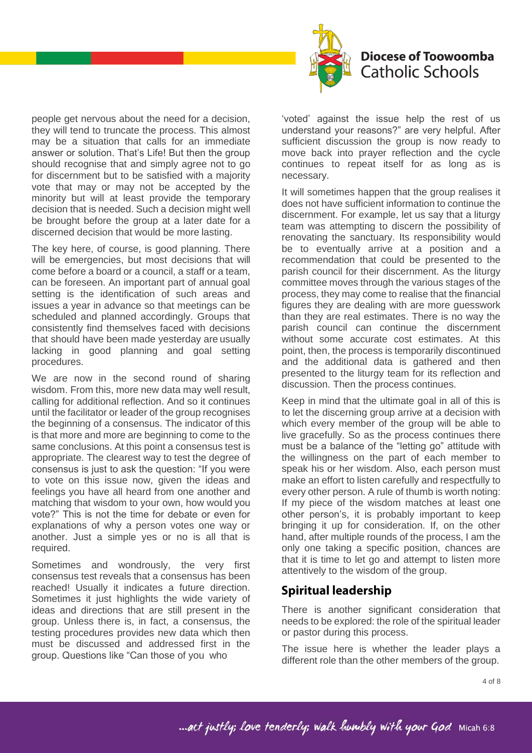people get nervous about the need for a decision, they will tend to truncate the process. This almost may be a situation that calls for an immediate answer or solution. That's Life! But then the group should recognise that and simply agree not to go for discernment but to be satisfied with a majority vote that may or may not be accepted by the minority but will at least provide the temporary decision that is needed. Such a decision might well be brought before the group at a later date for a discerned decision that would be more lasting.

The key here, of course, is good planning. There will be emergencies, but most decisions that will come before a board or a council, a staff or a team, can be foreseen. An important part of annual goal setting is the identification of such areas and issues a year in advance so that meetings can be scheduled and planned accordingly. Groups that consistently find themselves faced with decisions that should have been made yesterday are usually lacking in good planning and goal setting procedures.

We are now in the second round of sharing wisdom. From this, more new data may well result, calling for additional reflection. And so it continues until the facilitator or leader of the group recognises the beginning of a consensus. The indicator of this is that more and more are beginning to come to the same conclusions. At this point a consensus test is appropriate. The clearest way to test the degree of consensus is just to ask the question: "If you were to vote on this issue now, given the ideas and feelings you have all heard from one another and matching that wisdom to your own, how would you vote?" This is not the time for debate or even for explanations of why a person votes one way or another. Just a simple yes or no is all that is required.

Sometimes and wondrously, the very first consensus test reveals that a consensus has been reached! Usually it indicates a future direction. Sometimes it just highlights the wide variety of ideas and directions that are still present in the group. Unless there is, in fact, a consensus, the testing procedures provides new data which then must be discussed and addressed first in the group. Questions like "Can those of you who 'voted' against the issue help the rest of us understand your reasons?" are very helpful. After sufficient discussion the group is now ready to move back into prayer reflection and the cycle continues to repeat itself for as long as is necessary.

It will sometimes happen that the group realises it does not have sufficient information to continue the discernment. For example, let us say that a liturgy team was attempting to discern the possibility of renovating the sanctuary. Its responsibility would be to eventually arrive at a position and a recommendation that could be presented to the parish council for their discernment. As the liturgy committee moves through the various stages of the process, they may come to realise that the financial figures they are dealing with are more guesswork than they are real estimates. There is no way the parish council can continue the discernment without some accurate cost estimates. At this point, then, the process is temporarily discontinued and the additional data is gathered and then presented to the liturgy team for its reflection and discussion. Then the process continues.

Keep in mind that the ultimate goal in all of this is to let the discerning group arrive at a decision with which every member of the group will be able to live gracefully. So as the process continues there must be a balance of the "letting go" attitude with the willingness on the part of each member to speak his or her wisdom. Also, each person must make an effort to listen carefully and respectfully to every other person. A rule of thumb is worth noting: If my piece of the wisdom matches at least one other person's, it is probably important to keep bringing it up for consideration. If, on the other hand, after multiple rounds of the process, I am the only one taking a specific position, chances are that it is time to let go and attempt to listen more attentively to the wisdom of the group.

## Spiritual leadership

There is another significant consideration that needs to be explored: the role of the spiritual leader or pastor during this process.

The issue here is whether the leader plays a different role than the other members of the group.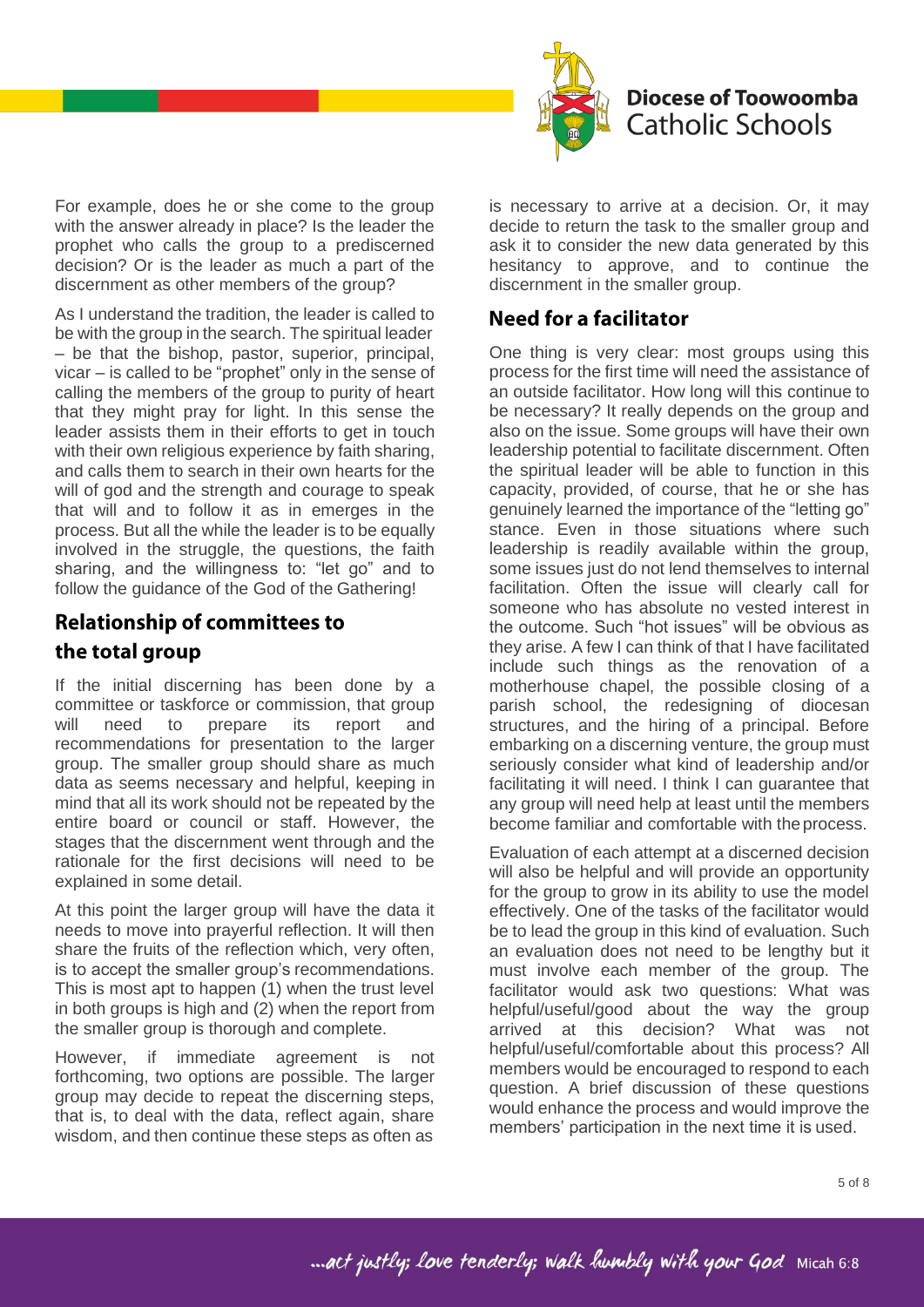For example, does he or she come to the group with the answer already in place? Is the leader the prophet who calls the group to a prediscerned decision? Or is the leader as much a part of the discernment as other members of the group?

As I understand the tradition, the leader is called to be with the group in the search. The spiritual leader – be that the bishop, pastor, superior, principal, vicar – is called to be "prophet" only in the sense of calling the members of the group to purity of heart that they might pray for light. In this sense the leader assists them in their efforts to get in touch with their own religious experience by faith sharing, and calls them to search in their own hearts for the will of god and the strength and courage to speak that will and to follow it as in emerges in the process. But all the while the leader is to be equally involved in the struggle, the questions, the faith sharing, and the willingness to: "let go" and to follow the guidance of the God of the Gathering!

## Relationship of committees to the total group

If the initial discerning has been done by a committee or taskforce or commission, that group will need to prepare its report and recommendations for presentation to the larger group. The smaller group should share as much data as seems necessary and helpful, keeping in mind that all its work should not be repeated by the entire board or council or staff. However, the stages that the discernment went through and the rationale for the first decisions will need to be explained in some detail.

At this point the larger group will have the data it needs to move into prayerful reflection. It will then share the fruits of the reflection which, very often, is to accept the smaller group's recommendations. This is most apt to happen (1) when the trust level in both groups is high and (2) when the report from the smaller group is thorough and complete.

However, if immediate agreement is not forthcoming, two options are possible. The larger group may decide to repeat the discerning steps, that is, to deal with the data, reflect again, share wisdom, and then continue these steps as often as is necessary to arrive at a decision. Or, it may decide to return the task to the smaller group and ask it to consider the new data generated by this hesitancy to approve, and to continue the discernment in the smaller group.

## Need for a facilitator

One thing is very clear: most groups using this process for the first time will need the assistance of an outside facilitator. How long will this continue to be necessary? It really depends on the group and also on the issue. Some groups will have their own leadership potential to facilitate discernment. Often the spiritual leader will be able to function in this capacity, provided, of course, that he or she has genuinely learned the importance of the "letting go" stance. Even in those situations where such leadership is readily available within the group, some issues just do not lend themselves to internal facilitation. Often the issue will clearly call for someone who has absolute no vested interest in the outcome. Such "hot issues" will be obvious as they arise. A few I can think of that I have facilitated include such things as the renovation of a motherhouse chapel, the possible closing of a parish school, the redesigning of diocesan structures, and the hiring of a principal. Before embarking on a discerning venture, the group must seriously consider what kind of leadership and/or facilitating it will need. I think I can guarantee that any group will need help at least until the members become familiar and comfortable with the process.

Evaluation of each attempt at a discerned decision will also be helpful and will provide an opportunity for the group to grow in its ability to use the model effectively. One of the tasks of the facilitator would be to lead the group in this kind of evaluation. Such an evaluation does not need to be lengthy but it must involve each member of the group. The facilitator would ask two questions: What was helpful/useful/good about the way the group arrived at this decision? What was not helpful/useful/comfortable about this process? All members would be encouraged to respond to each question. A brief discussion of these questions would enhance the process and would improve the members' participation in the next time it is used.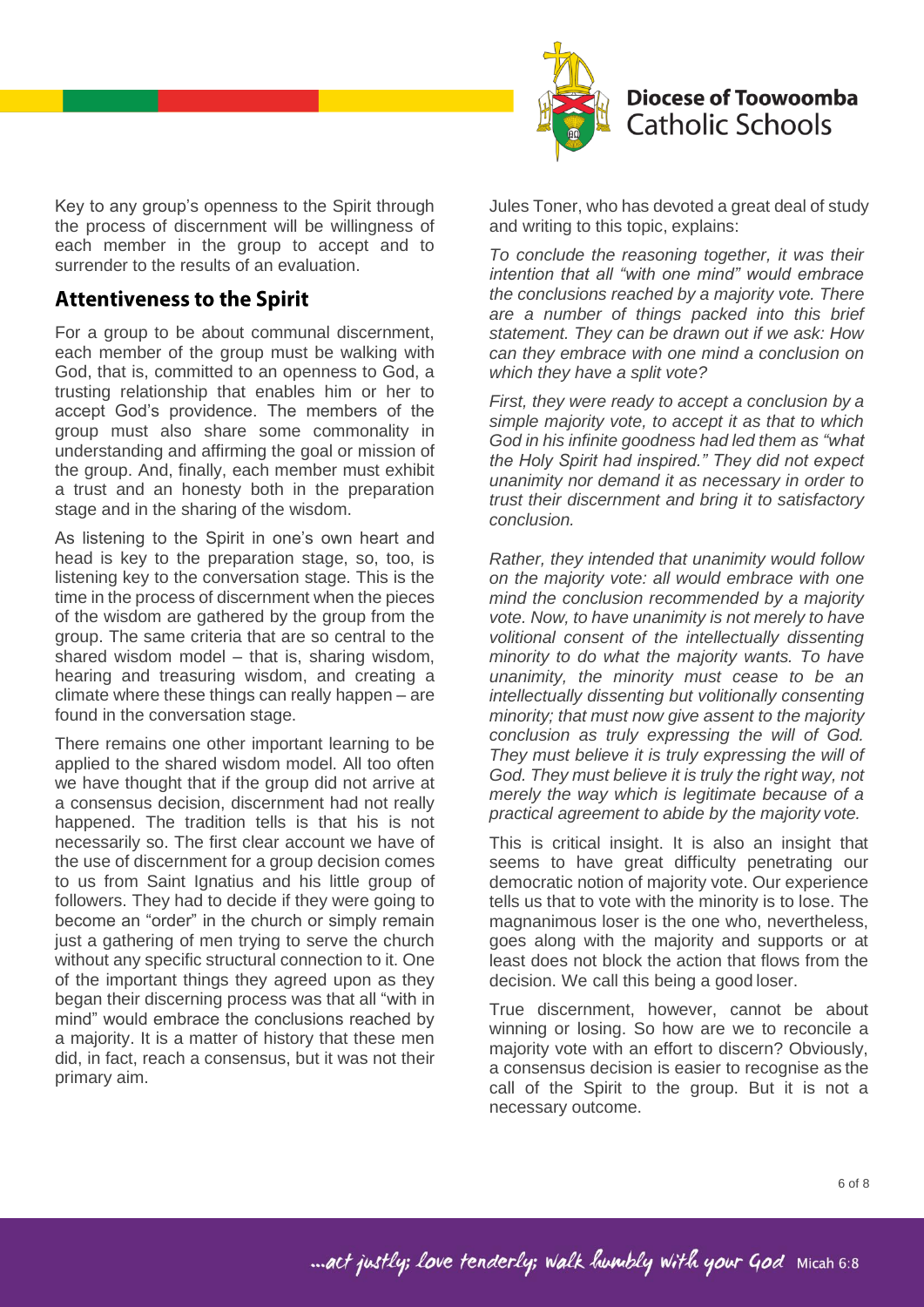Key to any group's openness to the Spirit through the process of discernment will be willingness of each member in the group to accept and to surrender to the results of an evaluation.

## Attentiveness to the Spirit

For a group to be about communal discernment, each member of the group must be walking with God, that is, committed to an openness to God, a trusting relationship that enables him or her to accept God's providence. The members of the group must also share some commonality in understanding and affirming the goal or mission of the group. And, finally, each member must exhibit a trust and an honesty both in the preparation stage and in the sharing of the wisdom.

As listening to the Spirit in one's own heart and head is key to the preparation stage, so, too, is listening key to the conversation stage. This is the time in the process of discernment when the pieces of the wisdom are gathered by the group from the group. The same criteria that are so central to the shared wisdom model – that is, sharing wisdom, hearing and treasuring wisdom, and creating a climate where these things can really happen – are found in the conversation stage.

There remains one other important learning to be applied to the shared wisdom model. All too often we have thought that if the group did not arrive at a consensus decision, discernment had not really happened. The tradition tells is that his is not necessarily so. The first clear account we have of the use of discernment for a group decision comes to us from Saint Ignatius and his little group of followers. They had to decide if they were going to become an "order" in the church or simply remain just a gathering of men trying to serve the church without any specific structural connection to it. One of the important things they agreed upon as they began their discerning process was that all "with in mind" would embrace the conclusions reached by a majority. It is a matter of history that these men did, in fact, reach a consensus, but it was not their primary aim.

Jules Toner, who has devoted a great deal of study and writing to this topic, explains:

*To conclude the reasoning together, it was their intention that all "with one mind" would embrace the conclusions reached by a majority vote. There are a number of things packed into this brief statement. They can be drawn out if we ask: How can they embrace with one mind a conclusion on which they have a split vote?*

*First, they were ready to accept a conclusion by a simple majority vote, to accept it as that to which God in his infinite goodness had led them as "what the Holy Spirit had inspired." They did not expect unanimity nor demand it as necessary in order to trust their discernment and bring it to satisfactory conclusion.*

*Rather, they intended that unanimity would follow on the majority vote: all would embrace with one mind the conclusion recommended by a majority vote. Now, to have unanimity is not merely to have volitional consent of the intellectually dissenting minority to do what the majority wants. To have unanimity, the minority must cease to be an intellectually dissenting but volitionally consenting minority; that must now give assent to the majority conclusion as truly expressing the will of God. They must believe it is truly expressing the will of God. They must believe it is truly the right way, not merely the way which is legitimate because of a practical agreement to abide by the majority vote.*

This is critical insight. It is also an insight that seems to have great difficulty penetrating our democratic notion of majority vote. Our experience tells us that to vote with the minority is to lose. The magnanimous loser is the one who, nevertheless, goes along with the majority and supports or at least does not block the action that flows from the decision. We call this being a good loser.

True discernment, however, cannot be about winning or losing. So how are we to reconcile a majority vote with an effort to discern? Obviously, a consensus decision is easier to recognise as the call of the Spirit to the group. But it is not a necessary outcome.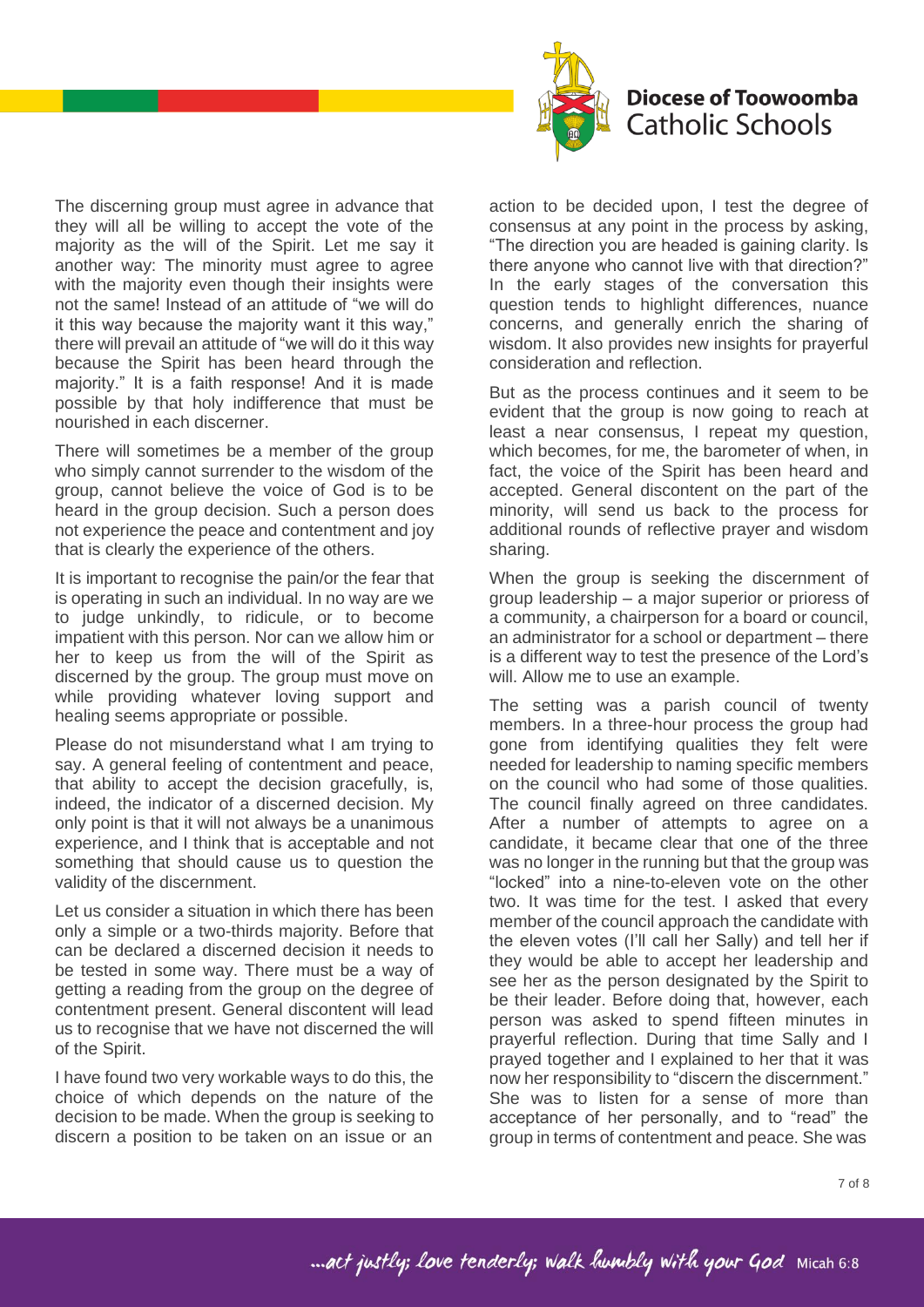The discerning group must agree in advance that they will all be willing to accept the vote of the majority as the will of the Spirit. Let me say it another way: The minority must agree to agree with the majority even though their insights were not the same! Instead of an attitude of "we will do it this way because the majority want it this way," there will prevail an attitude of "we will do it this way because the Spirit has been heard through the majority." It is a faith response! And it is made possible by that holy indifference that must be nourished in each discerner.

There will sometimes be a member of the group who simply cannot surrender to the wisdom of the group, cannot believe the voice of God is to be heard in the group decision. Such a person does not experience the peace and contentment and joy that is clearly the experience of the others.

It is important to recognise the pain/or the fear that is operating in such an individual. In no way are we to judge unkindly, to ridicule, or to become impatient with this person. Nor can we allow him or her to keep us from the will of the Spirit as discerned by the group. The group must move on while providing whatever loving support and healing seems appropriate or possible.

Please do not misunderstand what I am trying to say. A general feeling of contentment and peace, that ability to accept the decision gracefully, is, indeed, the indicator of a discerned decision. My only point is that it will not always be a unanimous experience, and I think that is acceptable and not something that should cause us to question the validity of the discernment.

Let us consider a situation in which there has been only a simple or a two-thirds majority. Before that can be declared a discerned decision it needs to be tested in some way. There must be a way of getting a reading from the group on the degree of contentment present. General discontent will lead us to recognise that we have not discerned the will of the Spirit.

I have found two very workable ways to do this, the choice of which depends on the nature of the decision to be made. When the group is seeking to discern a position to be taken on an issue or an action to be decided upon, I test the degree of consensus at any point in the process by asking, "The direction you are headed is gaining clarity. Is there anyone who cannot live with that direction?" In the early stages of the conversation this question tends to highlight differences, nuance concerns, and generally enrich the sharing of wisdom. It also provides new insights for prayerful consideration and reflection.

But as the process continues and it seem to be evident that the group is now going to reach at least a near consensus, I repeat my question, which becomes, for me, the barometer of when, in fact, the voice of the Spirit has been heard and accepted. General discontent on the part of the minority, will send us back to the process for additional rounds of reflective prayer and wisdom sharing.

When the group is seeking the discernment of group leadership – a major superior or prioress of a community, a chairperson for a board or council, an administrator for a school or department – there is a different way to test the presence of the Lord's will. Allow me to use an example.

The setting was a parish council of twenty members. In a three-hour process the group had gone from identifying qualities they felt were needed for leadership to naming specific members on the council who had some of those qualities. The council finally agreed on three candidates. After a number of attempts to agree on a candidate, it became clear that one of the three was no longer in the running but that the group was "locked" into a nine-to-eleven vote on the other two. It was time for the test. I asked that every member of the council approach the candidate with the eleven votes (I'll call her Sally) and tell her if they would be able to accept her leadership and see her as the person designated by the Spirit to be their leader. Before doing that, however, each person was asked to spend fifteen minutes in prayerful reflection. During that time Sally and I prayed together and I explained to her that it was now her responsibility to "discern the discernment." She was to listen for a sense of more than acceptance of her personally, and to "read" the group in terms of contentment and peace. She was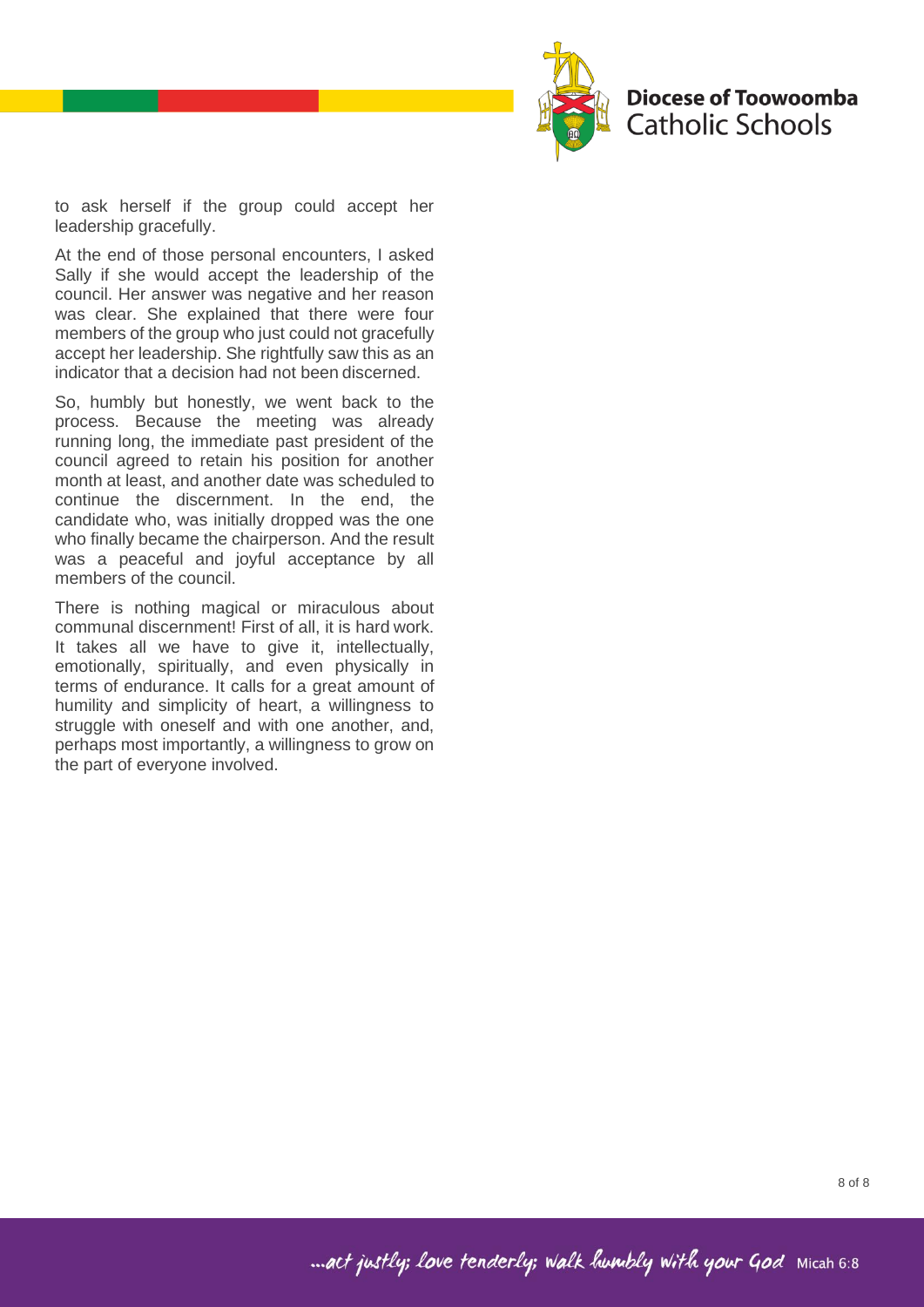to ask herself if the group could accept her leadership gracefully.

At the end of those personal encounters, I asked Sally if she would accept the leadership of the council. Her answer was negative and her reason was clear. She explained that there were four members of the group who just could not gracefully accept her leadership. She rightfully saw this as an indicator that a decision had not been discerned.

So, humbly but honestly, we went back to the process. Because the meeting was already running long, the immediate past president of the council agreed to retain his position for another month at least, and another date was scheduled to continue the discernment. In the end, the candidate who, was initially dropped was the one who finally became the chairperson. And the result was a peaceful and joyful acceptance by all members of the council.

There is nothing magical or miraculous about communal discernment! First of all, it is hard work. It takes all we have to give it, intellectually, emotionally, spiritually, and even physically in terms of endurance. It calls for a great amount of humility and simplicity of heart, a willingness to struggle with oneself and with one another, and, perhaps most importantly, a willingness to grow on the part of everyone involved.